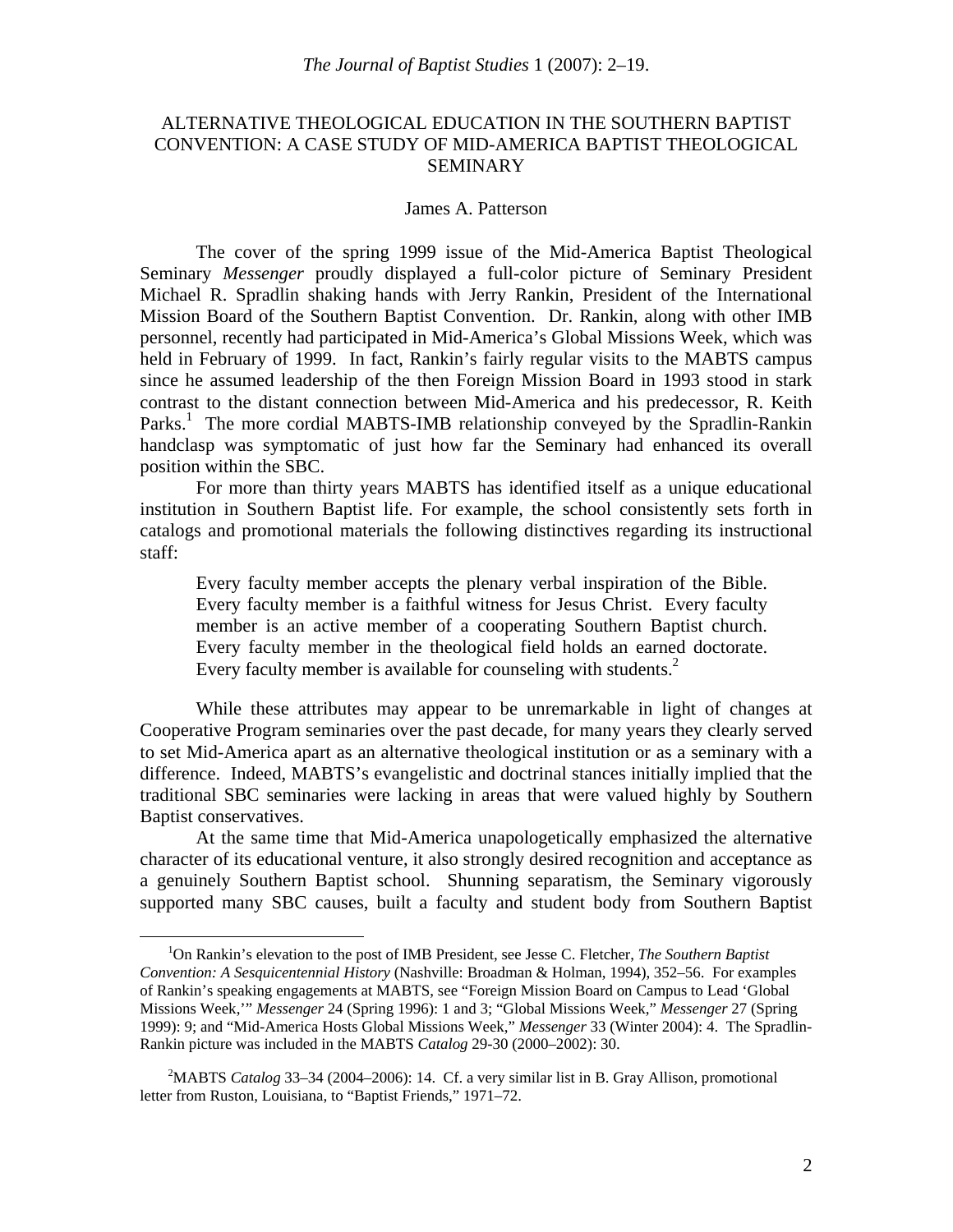# ALTERNATIVE THEOLOGICAL EDUCATION IN THE SOUTHERN BAPTIST CONVENTION: A CASE STUDY OF MID-AMERICA BAPTIST THEOLOGICAL SEMINARY

James A. Patterson

The cover of the spring 1999 issue of the Mid-America Baptist Theological Seminary *Messenger* proudly displayed a full-color picture of Seminary President Michael R. Spradlin shaking hands with Jerry Rankin, President of the International Mission Board of the Southern Baptist Convention. Dr. Rankin, along with other IMB personnel, recently had participated in Mid-America's Global Missions Week, which was held in February of 1999. In fact, Rankin's fairly regular visits to the MABTS campus since he assumed leadership of the then Foreign Mission Board in 1993 stood in stark contrast to the distant connection between Mid-America and his predecessor, R. Keith Parks.[1] The more cordial MABTS-IMB relationship conveyed by the Spradlin-Rankin handclasp was symptomatic of just how far the Seminary had enhanced its overall position within the SBC.

For more than thirty years MABTS has identified itself as a unique educational institution in Southern Baptist life. For example, the school consistently sets forth in catalogs and promotional materials the following distinctives regarding its instructional staff:

> Every faculty member accepts the plenary verbal inspiration of the Bible. Every faculty member is a faithful witness for Jesus Christ. Every faculty member is an active member of a cooperating Southern Baptist church. Every faculty member in the theological field holds an earned doctorate. Every faculty member is available for counseling with students.[2]

While these attributes may appear to be unremarkable in light of changes at Cooperative Program seminaries over the past decade, for many years they clearly served to set Mid-America apart as an alternative theological institution or as a seminary with a difference. Indeed, MABTS's evangelistic and doctrinal stances initially implied that the traditional SBC seminaries were lacking in areas that were valued highly by Southern Baptist conservatives.

At the same time that Mid-America unapologetically emphasized the alternative character of its educational venture, it also strongly desired recognition and acceptance as a genuinely Southern Baptist school. Shunning separatism, the Seminary vigorously supported many SBC causes, built a faculty and student body from Southern Baptist

---

[1] On Rankin's elevation to the post of IMB President, see Jesse C. Fletcher, *The Southern Baptist Convention: A Sesquicentennial History* (Nashville: Broadman & Holman, 1994), 352–56. For examples of Rankin's speaking engagements at MABTS, see "Foreign Mission Board on Campus to Lead 'Global Missions Week,'" *Messenger* 24 (Spring 1996): 1 and 3; "Global Missions Week," *Messenger* 27 (Spring 1999): 9; and "Mid-America Hosts Global Missions Week," *Messenger* 33 (Winter 2004): 4. The Spradlin-Rankin picture was included in the MABTS *Catalog* 29-30 (2000–2002): 30.

[2] MABTS *Catalog* 33–34 (2004–2006): 14. Cf. a very similar list in B. Gray Allison, promotional letter from Ruston, Louisiana, to "Baptist Friends," 1971–72.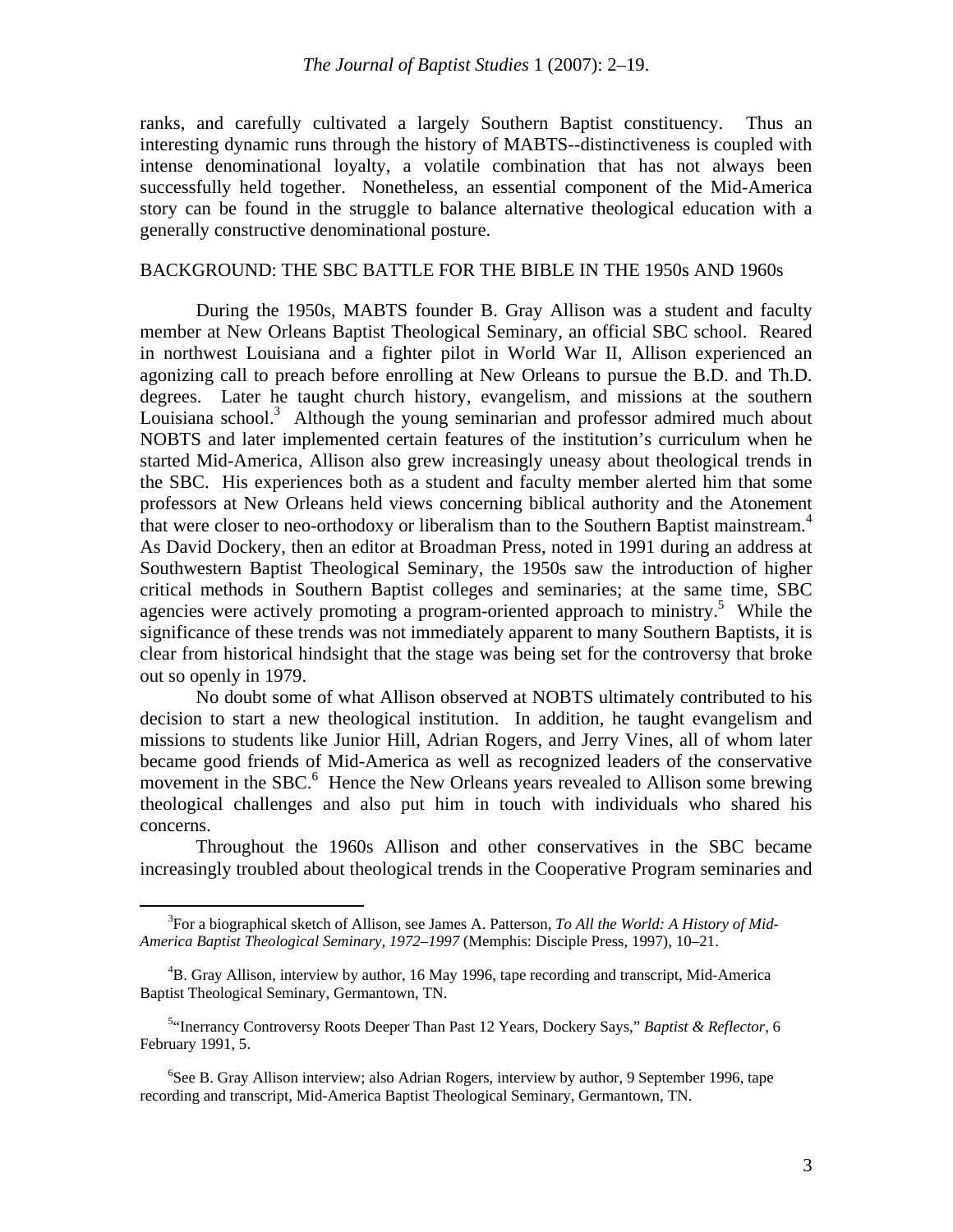ranks, and carefully cultivated a largely Southern Baptist constituency. Thus an interesting dynamic runs through the history of MABTS--distinctiveness is coupled with intense denominational loyalty, a volatile combination that has not always been successfully held together. Nonetheless, an essential component of the Mid-America story can be found in the struggle to balance alternative theological education with a generally constructive denominational posture.

## BACKGROUND: THE SBC BATTLE FOR THE BIBLE IN THE 1950s AND 1960s

During the 1950s, MABTS founder B. Gray Allison was a student and faculty member at New Orleans Baptist Theological Seminary, an official SBC school. Reared in northwest Louisiana and a fighter pilot in World War II, Allison experienced an agonizing call to preach before enrolling at New Orleans to pursue the B.D. and Th.D. degrees. Later he taught church history, evangelism, and missions at the southern Louisiana school.[3] Although the young seminarian and professor admired much about NOBTS and later implemented certain features of the institution's curriculum when he started Mid-America, Allison also grew increasingly uneasy about theological trends in the SBC. His experiences both as a student and faculty member alerted him that some professors at New Orleans held views concerning biblical authority and the Atonement that were closer to neo-orthodoxy or liberalism than to the Southern Baptist mainstream.[4] As David Dockery, then an editor at Broadman Press, noted in 1991 during an address at Southwestern Baptist Theological Seminary, the 1950s saw the introduction of higher critical methods in Southern Baptist colleges and seminaries; at the same time, SBC agencies were actively promoting a program-oriented approach to ministry.[5] While the significance of these trends was not immediately apparent to many Southern Baptists, it is clear from historical hindsight that the stage was being set for the controversy that broke out so openly in 1979.

No doubt some of what Allison observed at NOBTS ultimately contributed to his decision to start a new theological institution. In addition, he taught evangelism and missions to students like Junior Hill, Adrian Rogers, and Jerry Vines, all of whom later became good friends of Mid-America as well as recognized leaders of the conservative movement in the SBC.[6] Hence the New Orleans years revealed to Allison some brewing theological challenges and also put him in touch with individuals who shared his concerns.

Throughout the 1960s Allison and other conservatives in the SBC became increasingly troubled about theological trends in the Cooperative Program seminaries and

---

[3] For a biographical sketch of Allison, see James A. Patterson, *To All the World: A History of Mid-America Baptist Theological Seminary, 1972–1997* (Memphis: Disciple Press, 1997), 10–21.

[4] B. Gray Allison, interview by author, 16 May 1996, tape recording and transcript, Mid-America Baptist Theological Seminary, Germantown, TN.

[5] "Inerrancy Controversy Roots Deeper Than Past 12 Years, Dockery Says," *Baptist & Reflector*, 6 February 1991, 5.

[6] See B. Gray Allison interview; also Adrian Rogers, interview by author, 9 September 1996, tape recording and transcript, Mid-America Baptist Theological Seminary, Germantown, TN.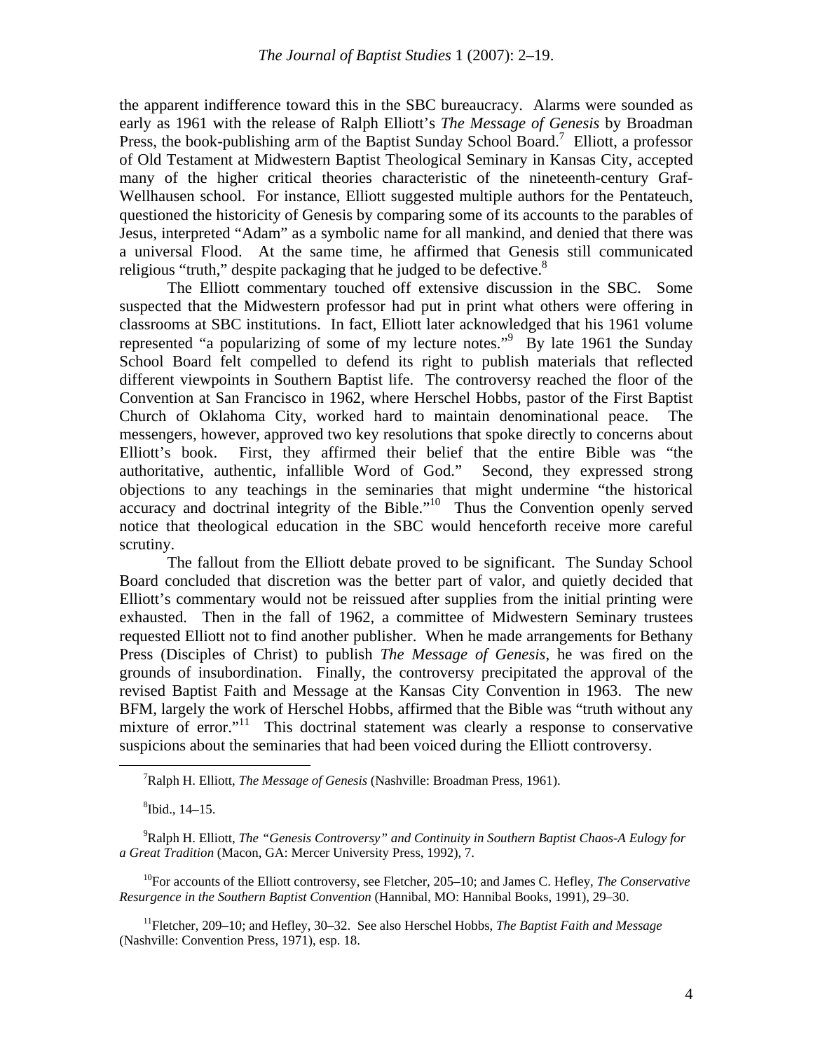the apparent indifference toward this in the SBC bureaucracy. Alarms were sounded as early as 1961 with the release of Ralph Elliott's *The Message of Genesis* by Broadman Press, the book-publishing arm of the Baptist Sunday School Board.[7] Elliott, a professor of Old Testament at Midwestern Baptist Theological Seminary in Kansas City, accepted many of the higher critical theories characteristic of the nineteenth-century Graf-Wellhausen school. For instance, Elliott suggested multiple authors for the Pentateuch, questioned the historicity of Genesis by comparing some of its accounts to the parables of Jesus, interpreted "Adam" as a symbolic name for all mankind, and denied that there was a universal Flood. At the same time, he affirmed that Genesis still communicated religious "truth," despite packaging that he judged to be defective.[8]

The Elliott commentary touched off extensive discussion in the SBC. Some suspected that the Midwestern professor had put in print what others were offering in classrooms at SBC institutions. In fact, Elliott later acknowledged that his 1961 volume represented "a popularizing of some of my lecture notes."[9] By late 1961 the Sunday School Board felt compelled to defend its right to publish materials that reflected different viewpoints in Southern Baptist life. The controversy reached the floor of the Convention at San Francisco in 1962, where Herschel Hobbs, pastor of the First Baptist Church of Oklahoma City, worked hard to maintain denominational peace. The messengers, however, approved two key resolutions that spoke directly to concerns about Elliott's book. First, they affirmed their belief that the entire Bible was "the authoritative, authentic, infallible Word of God." Second, they expressed strong objections to any teachings in the seminaries that might undermine "the historical accuracy and doctrinal integrity of the Bible."[10] Thus the Convention openly served notice that theological education in the SBC would henceforth receive more careful scrutiny.

The fallout from the Elliott debate proved to be significant. The Sunday School Board concluded that discretion was the better part of valor, and quietly decided that Elliott's commentary would not be reissued after supplies from the initial printing were exhausted. Then in the fall of 1962, a committee of Midwestern Seminary trustees requested Elliott not to find another publisher. When he made arrangements for Bethany Press (Disciples of Christ) to publish *The Message of Genesis*, he was fired on the grounds of insubordination. Finally, the controversy precipitated the approval of the revised Baptist Faith and Message at the Kansas City Convention in 1963. The new BFM, largely the work of Herschel Hobbs, affirmed that the Bible was "truth without any mixture of error."[11] This doctrinal statement was clearly a response to conservative suspicions about the seminaries that had been voiced during the Elliott controversy.

---

[7]Ralph H. Elliott, *The Message of Genesis* (Nashville: Broadman Press, 1961).

[8]Ibid., 14–15.

[9]Ralph H. Elliott, *The "Genesis Controversy" and Continuity in Southern Baptist Chaos-A Eulogy for a Great Tradition* (Macon, GA: Mercer University Press, 1992), 7.

[10]For accounts of the Elliott controversy, see Fletcher, 205–10; and James C. Hefley, *The Conservative Resurgence in the Southern Baptist Convention* (Hannibal, MO: Hannibal Books, 1991), 29–30.

[11]Fletcher, 209–10; and Hefley, 30–32. See also Herschel Hobbs, *The Baptist Faith and Message* (Nashville: Convention Press, 1971), esp. 18.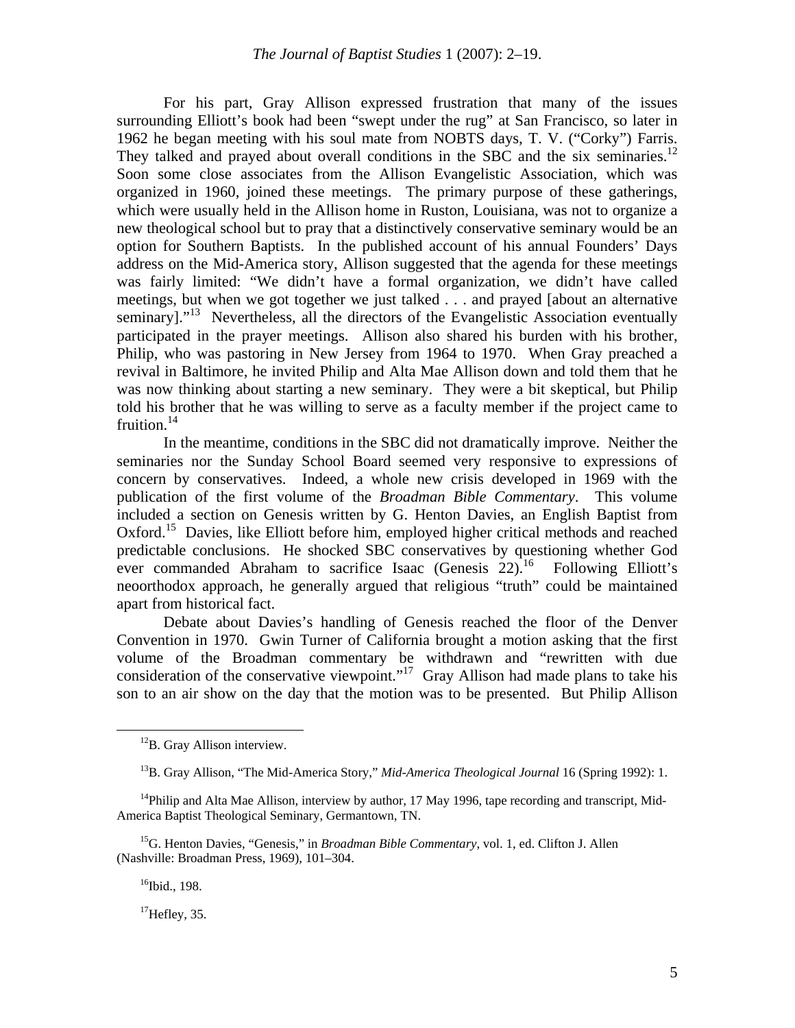For his part, Gray Allison expressed frustration that many of the issues surrounding Elliott's book had been "swept under the rug" at San Francisco, so later in 1962 he began meeting with his soul mate from NOBTS days, T. V. ("Corky") Farris. They talked and prayed about overall conditions in the SBC and the six seminaries.[12] Soon some close associates from the Allison Evangelistic Association, which was organized in 1960, joined these meetings. The primary purpose of these gatherings, which were usually held in the Allison home in Ruston, Louisiana, was not to organize a new theological school but to pray that a distinctively conservative seminary would be an option for Southern Baptists. In the published account of his annual Founders' Days address on the Mid-America story, Allison suggested that the agenda for these meetings was fairly limited: "We didn't have a formal organization, we didn't have called meetings, but when we got together we just talked . . . and prayed [about an alternative seminary]."[13] Nevertheless, all the directors of the Evangelistic Association eventually participated in the prayer meetings. Allison also shared his burden with his brother, Philip, who was pastoring in New Jersey from 1964 to 1970. When Gray preached a revival in Baltimore, he invited Philip and Alta Mae Allison down and told them that he was now thinking about starting a new seminary. They were a bit skeptical, but Philip told his brother that he was willing to serve as a faculty member if the project came to fruition.[14]

In the meantime, conditions in the SBC did not dramatically improve. Neither the seminaries nor the Sunday School Board seemed very responsive to expressions of concern by conservatives. Indeed, a whole new crisis developed in 1969 with the publication of the first volume of the *Broadman Bible Commentary*. This volume included a section on Genesis written by G. Henton Davies, an English Baptist from Oxford.[15] Davies, like Elliott before him, employed higher critical methods and reached predictable conclusions. He shocked SBC conservatives by questioning whether God ever commanded Abraham to sacrifice Isaac (Genesis 22).[16] Following Elliott's neoorthodox approach, he generally argued that religious "truth" could be maintained apart from historical fact.

Debate about Davies's handling of Genesis reached the floor of the Denver Convention in 1970. Gwin Turner of California brought a motion asking that the first volume of the Broadman commentary be withdrawn and "rewritten with due consideration of the conservative viewpoint."[17] Gray Allison had made plans to take his son to an air show on the day that the motion was to be presented. But Philip Allison

---

[12] B. Gray Allison interview.

[13] B. Gray Allison, "The Mid-America Story," *Mid-America Theological Journal* 16 (Spring 1992): 1.

[14] Philip and Alta Mae Allison, interview by author, 17 May 1996, tape recording and transcript, Mid-America Baptist Theological Seminary, Germantown, TN.

[15] G. Henton Davies, "Genesis," in *Broadman Bible Commentary*, vol. 1, ed. Clifton J. Allen (Nashville: Broadman Press, 1969), 101–304.

[16] Ibid., 198.

[17] Hefley, 35.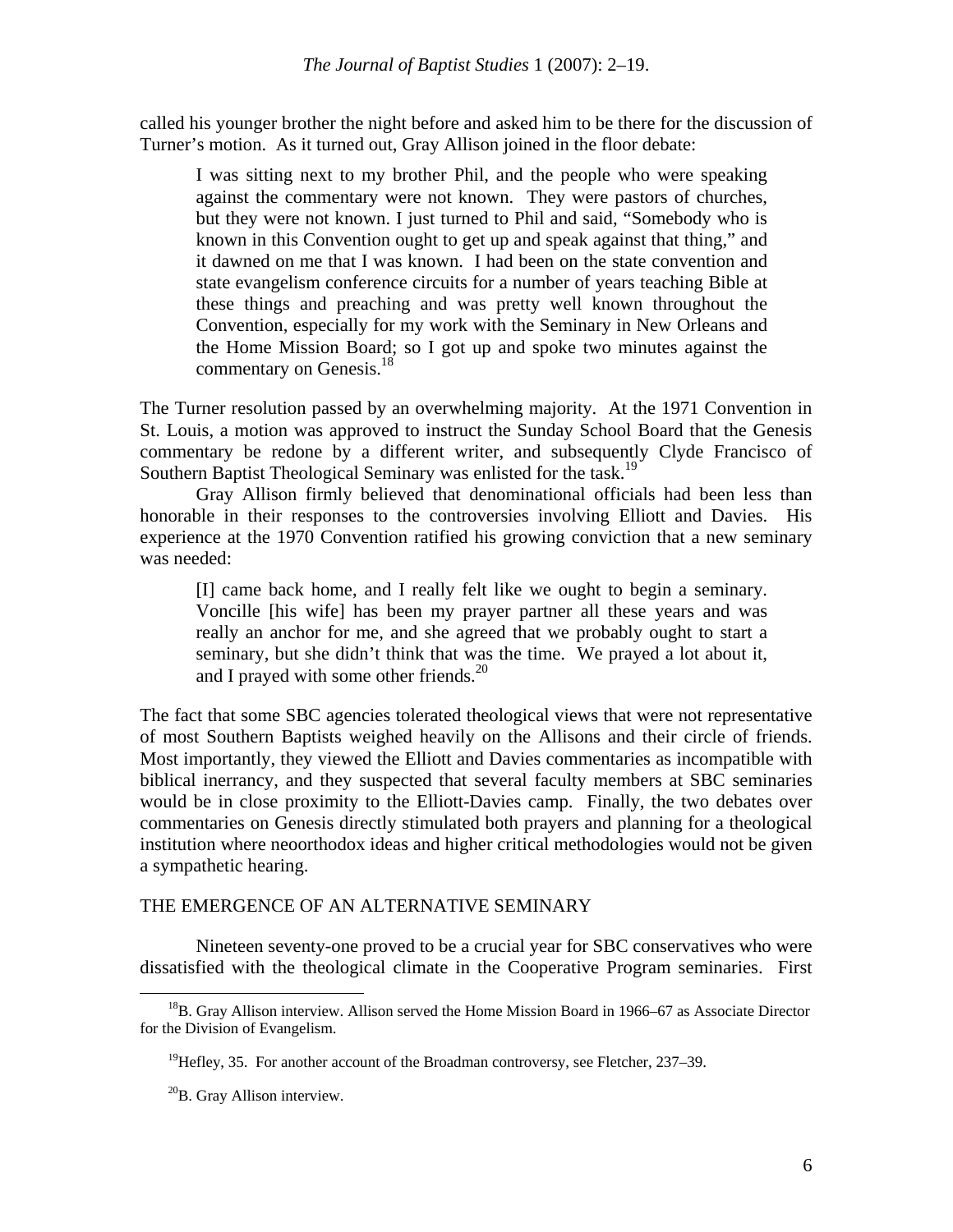called his younger brother the night before and asked him to be there for the discussion of Turner's motion. As it turned out, Gray Allison joined in the floor debate:

> I was sitting next to my brother Phil, and the people who were speaking against the commentary were not known. They were pastors of churches, but they were not known. I just turned to Phil and said, "Somebody who is known in this Convention ought to get up and speak against that thing," and it dawned on me that I was known. I had been on the state convention and state evangelism conference circuits for a number of years teaching Bible at these things and preaching and was pretty well known throughout the Convention, especially for my work with the Seminary in New Orleans and the Home Mission Board; so I got up and spoke two minutes against the commentary on Genesis.[18]

The Turner resolution passed by an overwhelming majority. At the 1971 Convention in St. Louis, a motion was approved to instruct the Sunday School Board that the Genesis commentary be redone by a different writer, and subsequently Clyde Francisco of Southern Baptist Theological Seminary was enlisted for the task.[19]

Gray Allison firmly believed that denominational officials had been less than honorable in their responses to the controversies involving Elliott and Davies. His experience at the 1970 Convention ratified his growing conviction that a new seminary was needed:

> [I] came back home, and I really felt like we ought to begin a seminary. Voncille [his wife] has been my prayer partner all these years and was really an anchor for me, and she agreed that we probably ought to start a seminary, but she didn't think that was the time. We prayed a lot about it, and I prayed with some other friends.[20]

The fact that some SBC agencies tolerated theological views that were not representative of most Southern Baptists weighed heavily on the Allisons and their circle of friends. Most importantly, they viewed the Elliott and Davies commentaries as incompatible with biblical inerrancy, and they suspected that several faculty members at SBC seminaries would be in close proximity to the Elliott-Davies camp. Finally, the two debates over commentaries on Genesis directly stimulated both prayers and planning for a theological institution where neoorthodox ideas and higher critical methodologies would not be given a sympathetic hearing.

## THE EMERGENCE OF AN ALTERNATIVE SEMINARY

Nineteen seventy-one proved to be a crucial year for SBC conservatives who were dissatisfied with the theological climate in the Cooperative Program seminaries. First

---

[18] B. Gray Allison interview. Allison served the Home Mission Board in 1966–67 as Associate Director for the Division of Evangelism.

[19] Hefley, 35. For another account of the Broadman controversy, see Fletcher, 237–39.

[20] B. Gray Allison interview.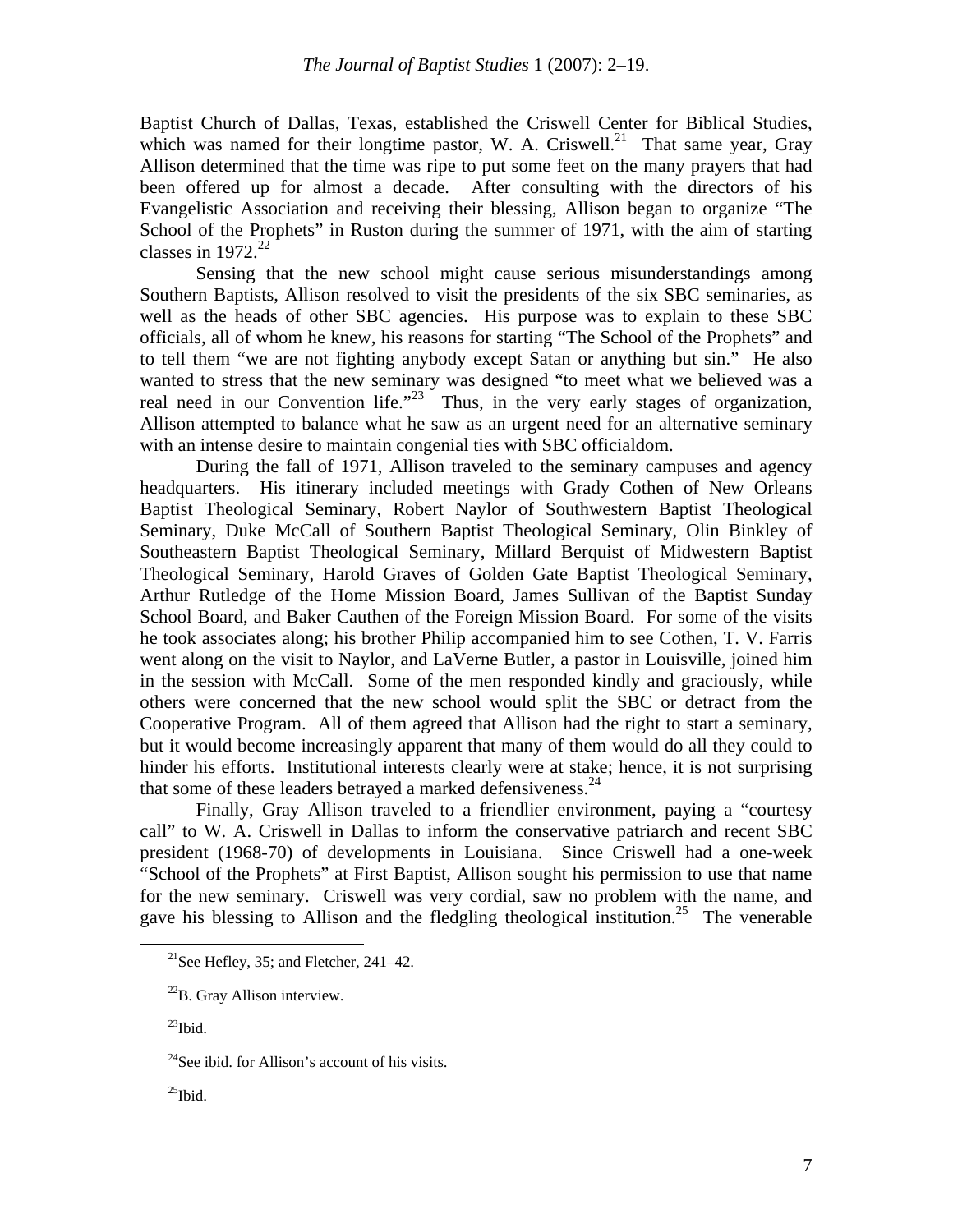Baptist Church of Dallas, Texas, established the Criswell Center for Biblical Studies, which was named for their longtime pastor, W. A. Criswell.[21] That same year, Gray Allison determined that the time was ripe to put some feet on the many prayers that had been offered up for almost a decade. After consulting with the directors of his Evangelistic Association and receiving their blessing, Allison began to organize "The School of the Prophets" in Ruston during the summer of 1971, with the aim of starting classes in 1972.[22]

Sensing that the new school might cause serious misunderstandings among Southern Baptists, Allison resolved to visit the presidents of the six SBC seminaries, as well as the heads of other SBC agencies. His purpose was to explain to these SBC officials, all of whom he knew, his reasons for starting "The School of the Prophets" and to tell them "we are not fighting anybody except Satan or anything but sin." He also wanted to stress that the new seminary was designed "to meet what we believed was a real need in our Convention life."[23] Thus, in the very early stages of organization, Allison attempted to balance what he saw as an urgent need for an alternative seminary with an intense desire to maintain congenial ties with SBC officialdom.

During the fall of 1971, Allison traveled to the seminary campuses and agency headquarters. His itinerary included meetings with Grady Cothen of New Orleans Baptist Theological Seminary, Robert Naylor of Southwestern Baptist Theological Seminary, Duke McCall of Southern Baptist Theological Seminary, Olin Binkley of Southeastern Baptist Theological Seminary, Millard Berquist of Midwestern Baptist Theological Seminary, Harold Graves of Golden Gate Baptist Theological Seminary, Arthur Rutledge of the Home Mission Board, James Sullivan of the Baptist Sunday School Board, and Baker Cauthen of the Foreign Mission Board. For some of the visits he took associates along; his brother Philip accompanied him to see Cothen, T. V. Farris went along on the visit to Naylor, and LaVerne Butler, a pastor in Louisville, joined him in the session with McCall. Some of the men responded kindly and graciously, while others were concerned that the new school would split the SBC or detract from the Cooperative Program. All of them agreed that Allison had the right to start a seminary, but it would become increasingly apparent that many of them would do all they could to hinder his efforts. Institutional interests clearly were at stake; hence, it is not surprising that some of these leaders betrayed a marked defensiveness.[24]

Finally, Gray Allison traveled to a friendlier environment, paying a "courtesy call" to W. A. Criswell in Dallas to inform the conservative patriarch and recent SBC president (1968-70) of developments in Louisiana. Since Criswell had a one-week "School of the Prophets" at First Baptist, Allison sought his permission to use that name for the new seminary. Criswell was very cordial, saw no problem with the name, and gave his blessing to Allison and the fledgling theological institution.[25] The venerable

---

[21]See Hefley, 35; and Fletcher, 241–42.

[22]B. Gray Allison interview.

[23]Ibid.

[24]See ibid. for Allison's account of his visits.

[25]Ibid.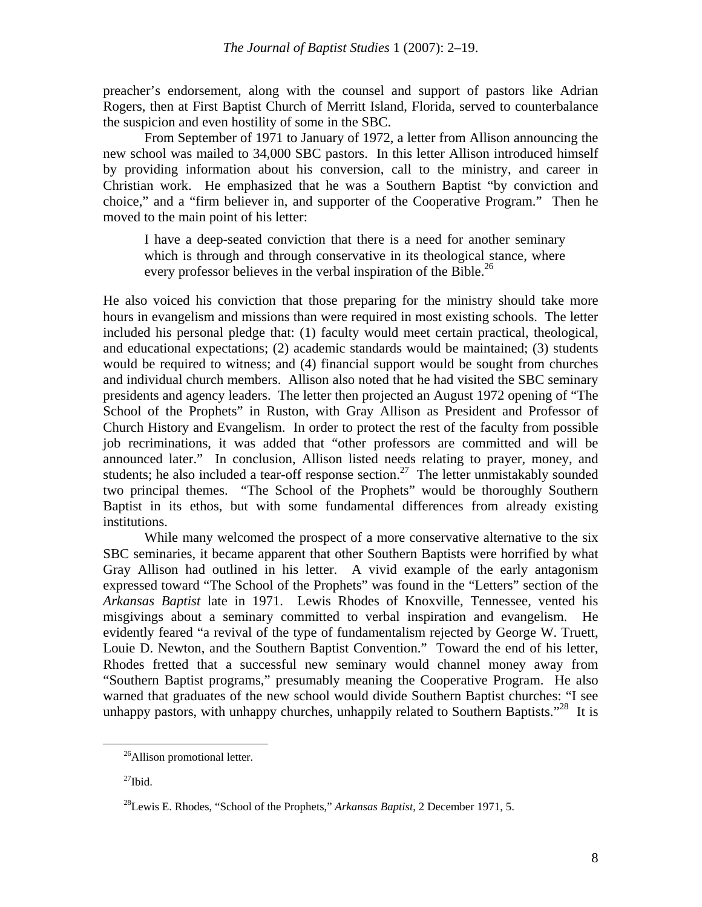preacher's endorsement, along with the counsel and support of pastors like Adrian Rogers, then at First Baptist Church of Merritt Island, Florida, served to counterbalance the suspicion and even hostility of some in the SBC.

From September of 1971 to January of 1972, a letter from Allison announcing the new school was mailed to 34,000 SBC pastors. In this letter Allison introduced himself by providing information about his conversion, call to the ministry, and career in Christian work. He emphasized that he was a Southern Baptist "by conviction and choice," and a "firm believer in, and supporter of the Cooperative Program." Then he moved to the main point of his letter:

> I have a deep-seated conviction that there is a need for another seminary which is through and through conservative in its theological stance, where every professor believes in the verbal inspiration of the Bible.[26]

He also voiced his conviction that those preparing for the ministry should take more hours in evangelism and missions than were required in most existing schools. The letter included his personal pledge that: (1) faculty would meet certain practical, theological, and educational expectations; (2) academic standards would be maintained; (3) students would be required to witness; and (4) financial support would be sought from churches and individual church members. Allison also noted that he had visited the SBC seminary presidents and agency leaders. The letter then projected an August 1972 opening of "The School of the Prophets" in Ruston, with Gray Allison as President and Professor of Church History and Evangelism. In order to protect the rest of the faculty from possible job recriminations, it was added that "other professors are committed and will be announced later." In conclusion, Allison listed needs relating to prayer, money, and students; he also included a tear-off response section.[27] The letter unmistakably sounded two principal themes. "The School of the Prophets" would be thoroughly Southern Baptist in its ethos, but with some fundamental differences from already existing institutions.

While many welcomed the prospect of a more conservative alternative to the six SBC seminaries, it became apparent that other Southern Baptists were horrified by what Gray Allison had outlined in his letter. A vivid example of the early antagonism expressed toward "The School of the Prophets" was found in the "Letters" section of the *Arkansas Baptist* late in 1971. Lewis Rhodes of Knoxville, Tennessee, vented his misgivings about a seminary committed to verbal inspiration and evangelism. He evidently feared "a revival of the type of fundamentalism rejected by George W. Truett, Louie D. Newton, and the Southern Baptist Convention." Toward the end of his letter, Rhodes fretted that a successful new seminary would channel money away from "Southern Baptist programs," presumably meaning the Cooperative Program. He also warned that graduates of the new school would divide Southern Baptist churches: "I see unhappy pastors, with unhappy churches, unhappily related to Southern Baptists."[28] It is

---

[26]Allison promotional letter.

[27]Ibid.

[28]Lewis E. Rhodes, "School of the Prophets," *Arkansas Baptist*, 2 December 1971, 5.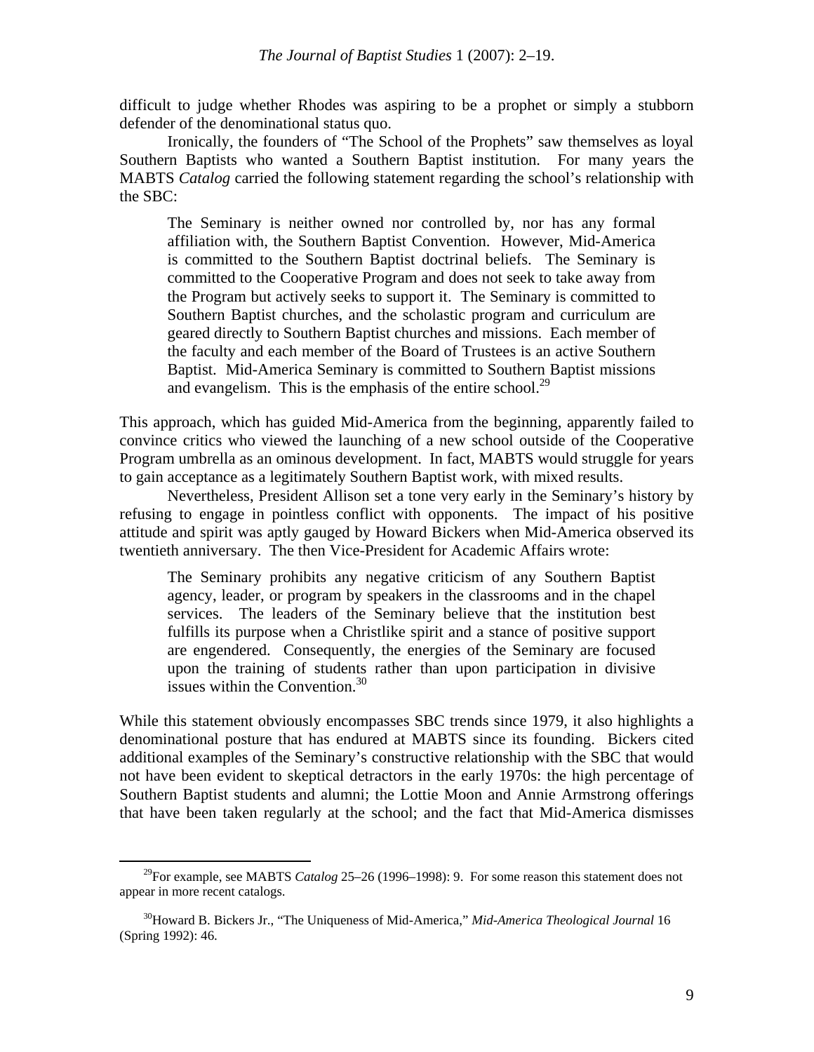difficult to judge whether Rhodes was aspiring to be a prophet or simply a stubborn defender of the denominational status quo.

Ironically, the founders of "The School of the Prophets" saw themselves as loyal Southern Baptists who wanted a Southern Baptist institution. For many years the MABTS *Catalog* carried the following statement regarding the school's relationship with the SBC:

> The Seminary is neither owned nor controlled by, nor has any formal affiliation with, the Southern Baptist Convention. However, Mid-America is committed to the Southern Baptist doctrinal beliefs. The Seminary is committed to the Cooperative Program and does not seek to take away from the Program but actively seeks to support it. The Seminary is committed to Southern Baptist churches, and the scholastic program and curriculum are geared directly to Southern Baptist churches and missions. Each member of the faculty and each member of the Board of Trustees is an active Southern Baptist. Mid-America Seminary is committed to Southern Baptist missions and evangelism. This is the emphasis of the entire school.[29]

This approach, which has guided Mid-America from the beginning, apparently failed to convince critics who viewed the launching of a new school outside of the Cooperative Program umbrella as an ominous development. In fact, MABTS would struggle for years to gain acceptance as a legitimately Southern Baptist work, with mixed results.

Nevertheless, President Allison set a tone very early in the Seminary's history by refusing to engage in pointless conflict with opponents. The impact of his positive attitude and spirit was aptly gauged by Howard Bickers when Mid-America observed its twentieth anniversary. The then Vice-President for Academic Affairs wrote:

> The Seminary prohibits any negative criticism of any Southern Baptist agency, leader, or program by speakers in the classrooms and in the chapel services. The leaders of the Seminary believe that the institution best fulfills its purpose when a Christlike spirit and a stance of positive support are engendered. Consequently, the energies of the Seminary are focused upon the training of students rather than upon participation in divisive issues within the Convention.[30]

While this statement obviously encompasses SBC trends since 1979, it also highlights a denominational posture that has endured at MABTS since its founding. Bickers cited additional examples of the Seminary's constructive relationship with the SBC that would not have been evident to skeptical detractors in the early 1970s: the high percentage of Southern Baptist students and alumni; the Lottie Moon and Annie Armstrong offerings that have been taken regularly at the school; and the fact that Mid-America dismisses

---

[29] For example, see MABTS *Catalog* 25–26 (1996–1998): 9. For some reason this statement does not appear in more recent catalogs.

[30] Howard B. Bickers Jr., "The Uniqueness of Mid-America," *Mid-America Theological Journal* 16 (Spring 1992): 46.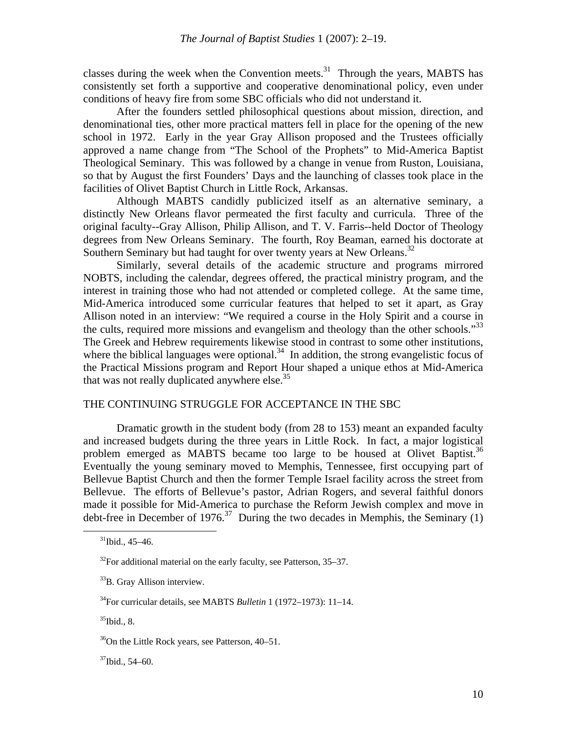classes during the week when the Convention meets.[31] Through the years, MABTS has consistently set forth a supportive and cooperative denominational policy, even under conditions of heavy fire from some SBC officials who did not understand it.

After the founders settled philosophical questions about mission, direction, and denominational ties, other more practical matters fell in place for the opening of the new school in 1972. Early in the year Gray Allison proposed and the Trustees officially approved a name change from "The School of the Prophets" to Mid-America Baptist Theological Seminary. This was followed by a change in venue from Ruston, Louisiana, so that by August the first Founders' Days and the launching of classes took place in the facilities of Olivet Baptist Church in Little Rock, Arkansas.

Although MABTS candidly publicized itself as an alternative seminary, a distinctly New Orleans flavor permeated the first faculty and curricula. Three of the original faculty--Gray Allison, Philip Allison, and T. V. Farris--held Doctor of Theology degrees from New Orleans Seminary. The fourth, Roy Beaman, earned his doctorate at Southern Seminary but had taught for over twenty years at New Orleans.[32]

Similarly, several details of the academic structure and programs mirrored NOBTS, including the calendar, degrees offered, the practical ministry program, and the interest in training those who had not attended or completed college. At the same time, Mid-America introduced some curricular features that helped to set it apart, as Gray Allison noted in an interview: "We required a course in the Holy Spirit and a course in the cults, required more missions and evangelism and theology than the other schools."[33] The Greek and Hebrew requirements likewise stood in contrast to some other institutions, where the biblical languages were optional.[34] In addition, the strong evangelistic focus of the Practical Missions program and Report Hour shaped a unique ethos at Mid-America that was not really duplicated anywhere else.[35]

## THE CONTINUING STRUGGLE FOR ACCEPTANCE IN THE SBC

Dramatic growth in the student body (from 28 to 153) meant an expanded faculty and increased budgets during the three years in Little Rock. In fact, a major logistical problem emerged as MABTS became too large to be housed at Olivet Baptist.[36] Eventually the young seminary moved to Memphis, Tennessee, first occupying part of Bellevue Baptist Church and then the former Temple Israel facility across the street from Bellevue. The efforts of Bellevue's pastor, Adrian Rogers, and several faithful donors made it possible for Mid-America to purchase the Reform Jewish complex and move in debt-free in December of 1976.[37] During the two decades in Memphis, the Seminary (1)

---

[31] Ibid., 45–46.

[32] For additional material on the early faculty, see Patterson, 35–37.

[33] B. Gray Allison interview.

[34] For curricular details, see MABTS *Bulletin* 1 (1972–1973): 11–14.

[35] Ibid., 8.

[36] On the Little Rock years, see Patterson, 40–51.

[37] Ibid., 54–60.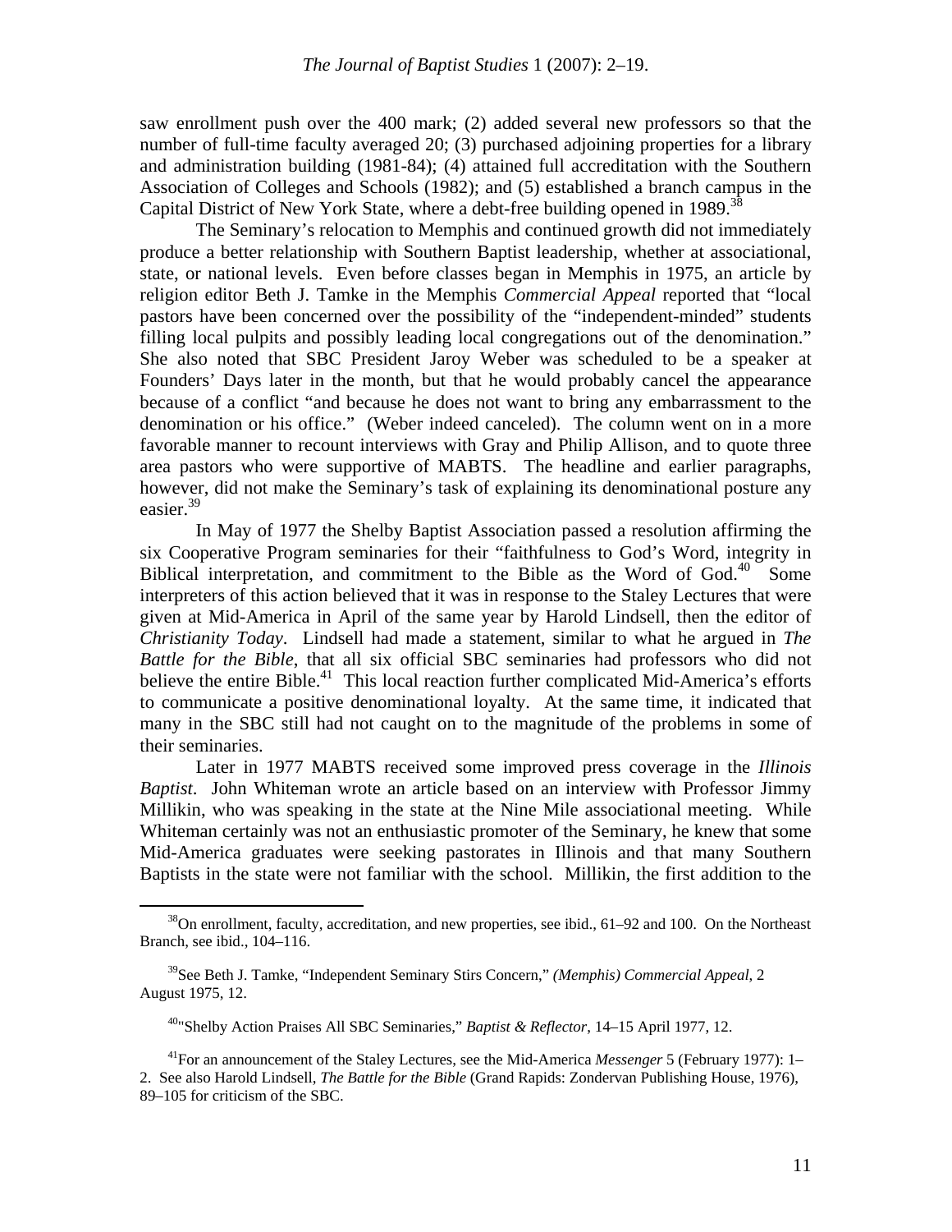saw enrollment push over the 400 mark; (2) added several new professors so that the number of full-time faculty averaged 20; (3) purchased adjoining properties for a library and administration building (1981-84); (4) attained full accreditation with the Southern Association of Colleges and Schools (1982); and (5) established a branch campus in the Capital District of New York State, where a debt-free building opened in 1989.[38]

The Seminary's relocation to Memphis and continued growth did not immediately produce a better relationship with Southern Baptist leadership, whether at associational, state, or national levels. Even before classes began in Memphis in 1975, an article by religion editor Beth J. Tamke in the Memphis *Commercial Appeal* reported that "local pastors have been concerned over the possibility of the "independent-minded" students filling local pulpits and possibly leading local congregations out of the denomination." She also noted that SBC President Jaroy Weber was scheduled to be a speaker at Founders' Days later in the month, but that he would probably cancel the appearance because of a conflict "and because he does not want to bring any embarrassment to the denomination or his office." (Weber indeed canceled). The column went on in a more favorable manner to recount interviews with Gray and Philip Allison, and to quote three area pastors who were supportive of MABTS. The headline and earlier paragraphs, however, did not make the Seminary's task of explaining its denominational posture any easier.[39]

In May of 1977 the Shelby Baptist Association passed a resolution affirming the six Cooperative Program seminaries for their "faithfulness to God's Word, integrity in Biblical interpretation, and commitment to the Bible as the Word of God.[40] Some interpreters of this action believed that it was in response to the Staley Lectures that were given at Mid-America in April of the same year by Harold Lindsell, then the editor of *Christianity Today*. Lindsell had made a statement, similar to what he argued in *The Battle for the Bible*, that all six official SBC seminaries had professors who did not believe the entire Bible.[41] This local reaction further complicated Mid-America's efforts to communicate a positive denominational loyalty. At the same time, it indicated that many in the SBC still had not caught on to the magnitude of the problems in some of their seminaries.

Later in 1977 MABTS received some improved press coverage in the *Illinois Baptist*. John Whiteman wrote an article based on an interview with Professor Jimmy Millikin, who was speaking in the state at the Nine Mile associational meeting. While Whiteman certainly was not an enthusiastic promoter of the Seminary, he knew that some Mid-America graduates were seeking pastorates in Illinois and that many Southern Baptists in the state were not familiar with the school. Millikin, the first addition to the

---

[38] On enrollment, faculty, accreditation, and new properties, see ibid., 61–92 and 100. On the Northeast Branch, see ibid., 104–116.

[39] See Beth J. Tamke, "Independent Seminary Stirs Concern," *(Memphis) Commercial Appeal*, 2 August 1975, 12.

[40] "Shelby Action Praises All SBC Seminaries," *Baptist & Reflector*, 14–15 April 1977, 12.

[41] For an announcement of the Staley Lectures, see the Mid-America *Messenger* 5 (February 1977): 1–2. See also Harold Lindsell, *The Battle for the Bible* (Grand Rapids: Zondervan Publishing House, 1976), 89–105 for criticism of the SBC.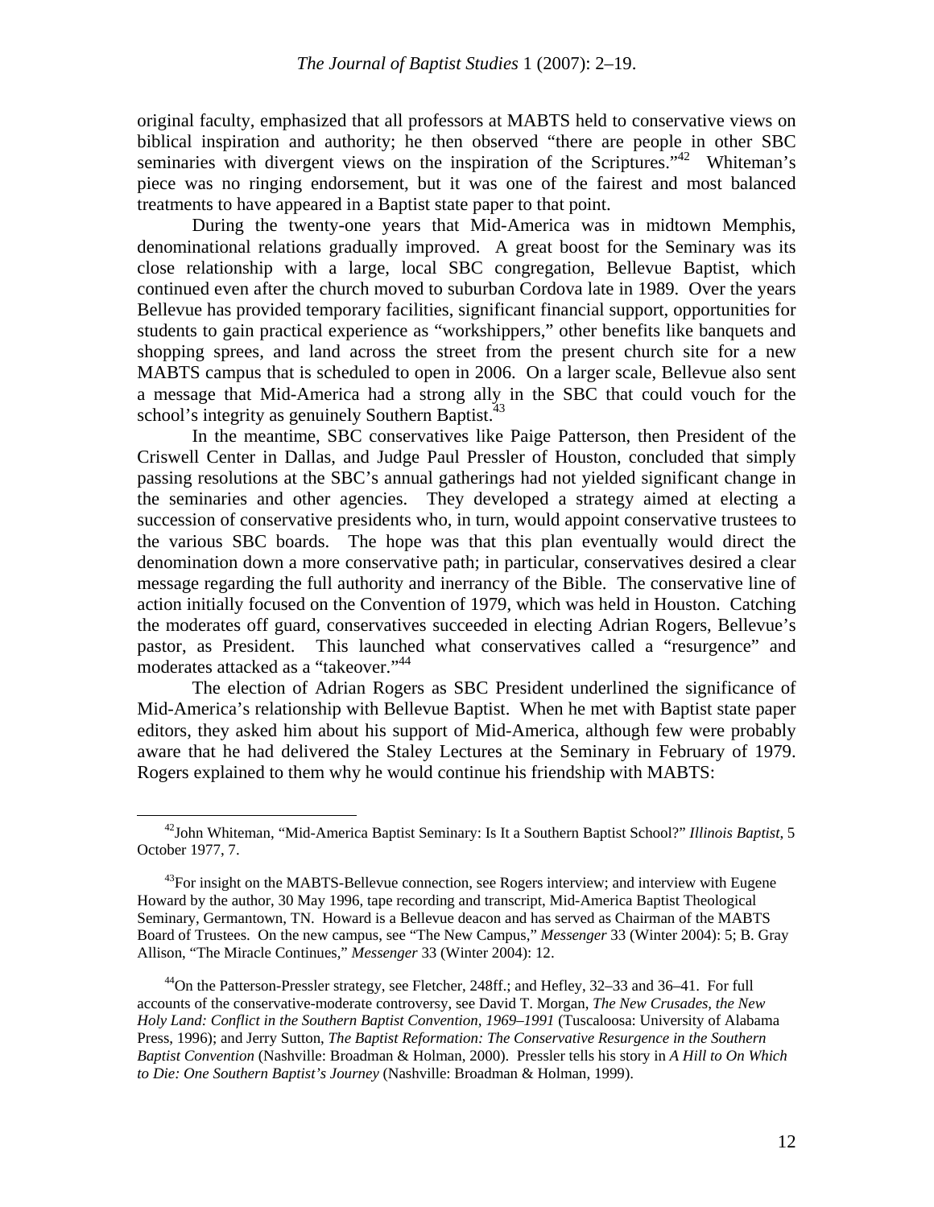original faculty, emphasized that all professors at MABTS held to conservative views on biblical inspiration and authority; he then observed "there are people in other SBC seminaries with divergent views on the inspiration of the Scriptures."[42] Whiteman's piece was no ringing endorsement, but it was one of the fairest and most balanced treatments to have appeared in a Baptist state paper to that point.

During the twenty-one years that Mid-America was in midtown Memphis, denominational relations gradually improved. A great boost for the Seminary was its close relationship with a large, local SBC congregation, Bellevue Baptist, which continued even after the church moved to suburban Cordova late in 1989. Over the years Bellevue has provided temporary facilities, significant financial support, opportunities for students to gain practical experience as "workshippers," other benefits like banquets and shopping sprees, and land across the street from the present church site for a new MABTS campus that is scheduled to open in 2006. On a larger scale, Bellevue also sent a message that Mid-America had a strong ally in the SBC that could vouch for the school's integrity as genuinely Southern Baptist.[43]

In the meantime, SBC conservatives like Paige Patterson, then President of the Criswell Center in Dallas, and Judge Paul Pressler of Houston, concluded that simply passing resolutions at the SBC's annual gatherings had not yielded significant change in the seminaries and other agencies. They developed a strategy aimed at electing a succession of conservative presidents who, in turn, would appoint conservative trustees to the various SBC boards. The hope was that this plan eventually would direct the denomination down a more conservative path; in particular, conservatives desired a clear message regarding the full authority and inerrancy of the Bible. The conservative line of action initially focused on the Convention of 1979, which was held in Houston. Catching the moderates off guard, conservatives succeeded in electing Adrian Rogers, Bellevue's pastor, as President. This launched what conservatives called a "resurgence" and moderates attacked as a "takeover."[44]

The election of Adrian Rogers as SBC President underlined the significance of Mid-America's relationship with Bellevue Baptist. When he met with Baptist state paper editors, they asked him about his support of Mid-America, although few were probably aware that he had delivered the Staley Lectures at the Seminary in February of 1979. Rogers explained to them why he would continue his friendship with MABTS:

---

[42] John Whiteman, "Mid-America Baptist Seminary: Is It a Southern Baptist School?" *Illinois Baptist,* 5 October 1977, 7.

[43] For insight on the MABTS-Bellevue connection, see Rogers interview; and interview with Eugene Howard by the author, 30 May 1996, tape recording and transcript, Mid-America Baptist Theological Seminary, Germantown, TN. Howard is a Bellevue deacon and has served as Chairman of the MABTS Board of Trustees. On the new campus, see "The New Campus," *Messenger* 33 (Winter 2004): 5; B. Gray Allison, "The Miracle Continues," *Messenger* 33 (Winter 2004): 12.

[44] On the Patterson-Pressler strategy, see Fletcher, 248ff.; and Hefley, 32–33 and 36–41. For full accounts of the conservative-moderate controversy, see David T. Morgan, *The New Crusades, the New Holy Land: Conflict in the Southern Baptist Convention, 1969–1991* (Tuscaloosa: University of Alabama Press, 1996); and Jerry Sutton, *The Baptist Reformation: The Conservative Resurgence in the Southern Baptist Convention* (Nashville: Broadman & Holman, 2000). Pressler tells his story in *A Hill to On Which to Die: One Southern Baptist's Journey* (Nashville: Broadman & Holman, 1999).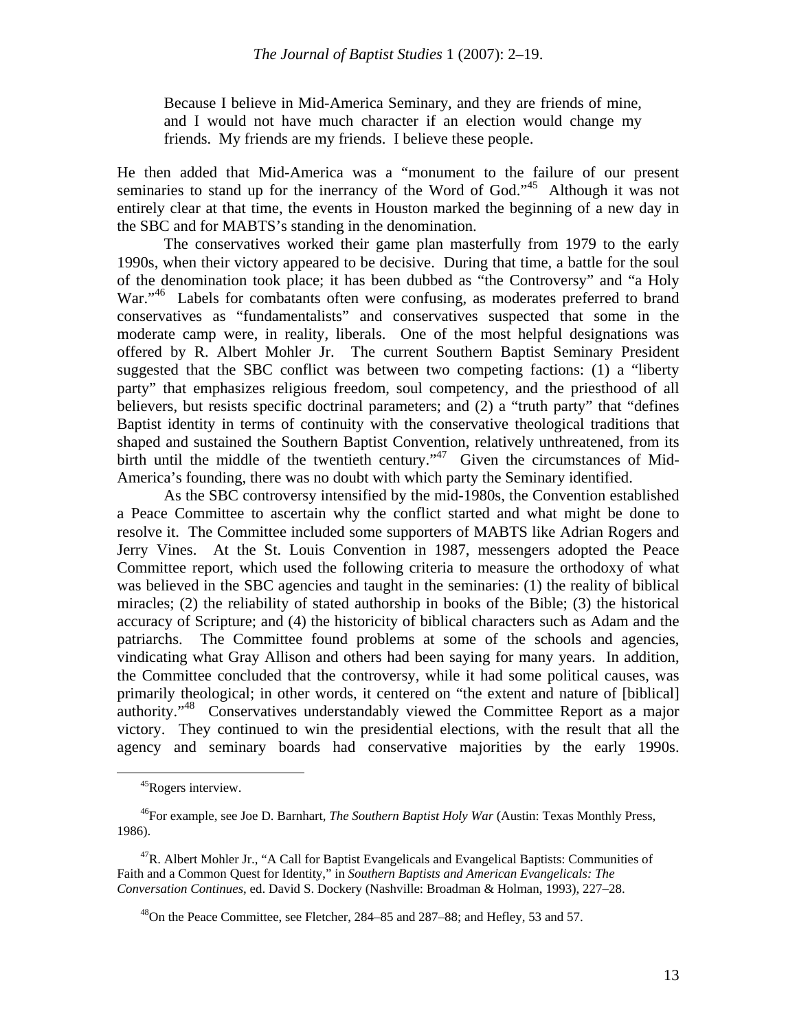> Because I believe in Mid-America Seminary, and they are friends of mine, and I would not have much character if an election would change my friends. My friends are my friends. I believe these people.

He then added that Mid-America was a "monument to the failure of our present seminaries to stand up for the inerrancy of the Word of God."[45] Although it was not entirely clear at that time, the events in Houston marked the beginning of a new day in the SBC and for MABTS's standing in the denomination.

The conservatives worked their game plan masterfully from 1979 to the early 1990s, when their victory appeared to be decisive. During that time, a battle for the soul of the denomination took place; it has been dubbed as "the Controversy" and "a Holy War."[46] Labels for combatants often were confusing, as moderates preferred to brand conservatives as "fundamentalists" and conservatives suspected that some in the moderate camp were, in reality, liberals. One of the most helpful designations was offered by R. Albert Mohler Jr. The current Southern Baptist Seminary President suggested that the SBC conflict was between two competing factions: (1) a "liberty party" that emphasizes religious freedom, soul competency, and the priesthood of all believers, but resists specific doctrinal parameters; and (2) a "truth party" that "defines Baptist identity in terms of continuity with the conservative theological traditions that shaped and sustained the Southern Baptist Convention, relatively unthreatened, from its birth until the middle of the twentieth century."[47] Given the circumstances of Mid-America's founding, there was no doubt with which party the Seminary identified.

As the SBC controversy intensified by the mid-1980s, the Convention established a Peace Committee to ascertain why the conflict started and what might be done to resolve it. The Committee included some supporters of MABTS like Adrian Rogers and Jerry Vines. At the St. Louis Convention in 1987, messengers adopted the Peace Committee report, which used the following criteria to measure the orthodoxy of what was believed in the SBC agencies and taught in the seminaries: (1) the reality of biblical miracles; (2) the reliability of stated authorship in books of the Bible; (3) the historical accuracy of Scripture; and (4) the historicity of biblical characters such as Adam and the patriarchs. The Committee found problems at some of the schools and agencies, vindicating what Gray Allison and others had been saying for many years. In addition, the Committee concluded that the controversy, while it had some political causes, was primarily theological; in other words, it centered on "the extent and nature of [biblical] authority."[48] Conservatives understandably viewed the Committee Report as a major victory. They continued to win the presidential elections, with the result that all the agency and seminary boards had conservative majorities by the early 1990s.

---

[45] Rogers interview.

[46] For example, see Joe D. Barnhart, *The Southern Baptist Holy War* (Austin: Texas Monthly Press, 1986).

[47] R. Albert Mohler Jr., "A Call for Baptist Evangelicals and Evangelical Baptists: Communities of Faith and a Common Quest for Identity," in *Southern Baptists and American Evangelicals: The Conversation Continues*, ed. David S. Dockery (Nashville: Broadman & Holman, 1993), 227–28.

[48] On the Peace Committee, see Fletcher, 284–85 and 287–88; and Hefley, 53 and 57.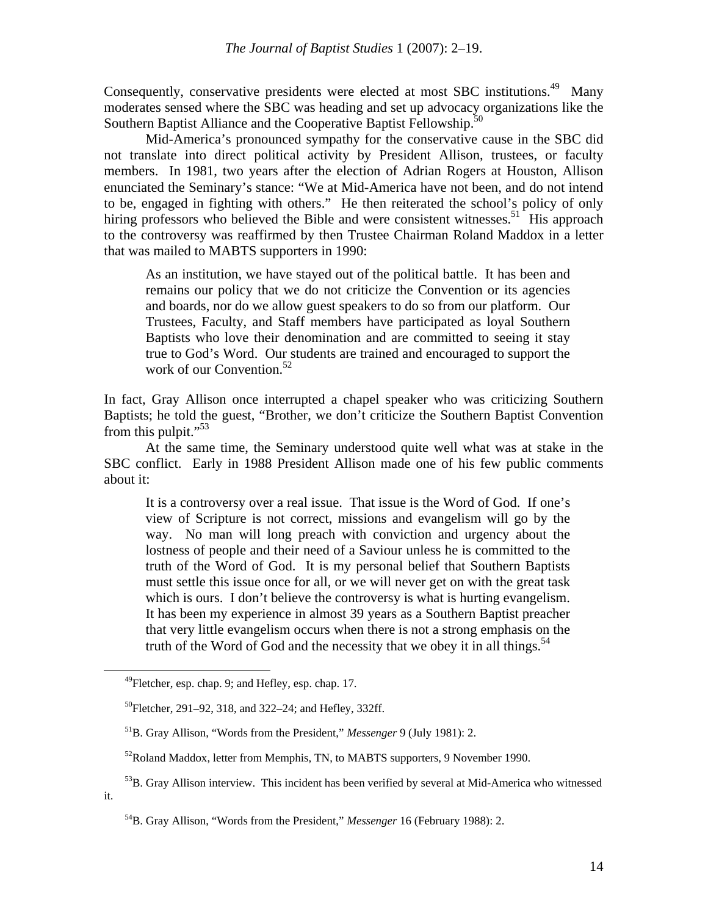Consequently, conservative presidents were elected at most SBC institutions.[49] Many moderates sensed where the SBC was heading and set up advocacy organizations like the Southern Baptist Alliance and the Cooperative Baptist Fellowship.[50]

Mid-America's pronounced sympathy for the conservative cause in the SBC did not translate into direct political activity by President Allison, trustees, or faculty members. In 1981, two years after the election of Adrian Rogers at Houston, Allison enunciated the Seminary's stance: "We at Mid-America have not been, and do not intend to be, engaged in fighting with others." He then reiterated the school's policy of only hiring professors who believed the Bible and were consistent witnesses.[51] His approach to the controversy was reaffirmed by then Trustee Chairman Roland Maddox in a letter that was mailed to MABTS supporters in 1990:

> As an institution, we have stayed out of the political battle. It has been and remains our policy that we do not criticize the Convention or its agencies and boards, nor do we allow guest speakers to do so from our platform. Our Trustees, Faculty, and Staff members have participated as loyal Southern Baptists who love their denomination and are committed to seeing it stay true to God's Word. Our students are trained and encouraged to support the work of our Convention.[52]

In fact, Gray Allison once interrupted a chapel speaker who was criticizing Southern Baptists; he told the guest, "Brother, we don't criticize the Southern Baptist Convention from this pulpit."[53]

At the same time, the Seminary understood quite well what was at stake in the SBC conflict. Early in 1988 President Allison made one of his few public comments about it:

> It is a controversy over a real issue. That issue is the Word of God. If one's view of Scripture is not correct, missions and evangelism will go by the way. No man will long preach with conviction and urgency about the lostness of people and their need of a Saviour unless he is committed to the truth of the Word of God. It is my personal belief that Southern Baptists must settle this issue once for all, or we will never get on with the great task which is ours. I don't believe the controversy is what is hurting evangelism. It has been my experience in almost 39 years as a Southern Baptist preacher that very little evangelism occurs when there is not a strong emphasis on the truth of the Word of God and the necessity that we obey it in all things.[54]

---

[49]Fletcher, esp. chap. 9; and Hefley, esp. chap. 17.

[50]Fletcher, 291–92, 318, and 322–24; and Hefley, 332ff.

[51]B. Gray Allison, "Words from the President," *Messenger* 9 (July 1981): 2.

[52]Roland Maddox, letter from Memphis, TN, to MABTS supporters, 9 November 1990.

[53]B. Gray Allison interview. This incident has been verified by several at Mid-America who witnessed it.

[54]B. Gray Allison, "Words from the President," *Messenger* 16 (February 1988): 2.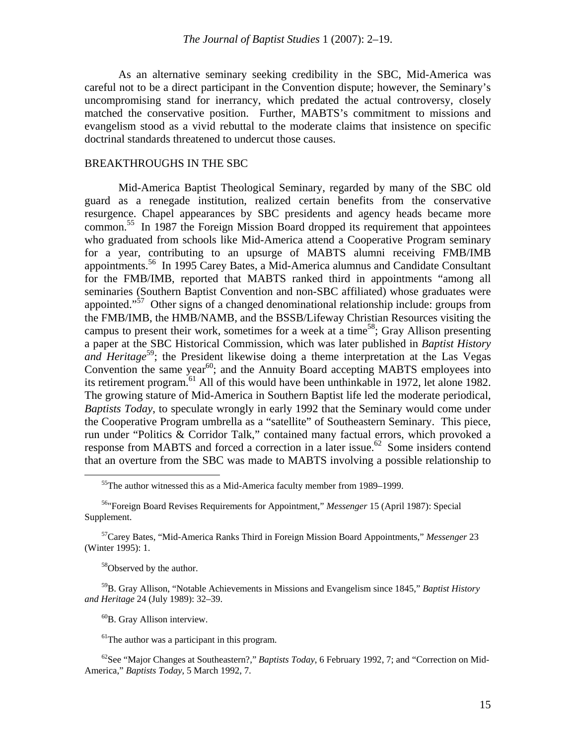As an alternative seminary seeking credibility in the SBC, Mid-America was careful not to be a direct participant in the Convention dispute; however, the Seminary's uncompromising stand for inerrancy, which predated the actual controversy, closely matched the conservative position. Further, MABTS's commitment to missions and evangelism stood as a vivid rebuttal to the moderate claims that insistence on specific doctrinal standards threatened to undercut those causes.

## BREAKTHROUGHS IN THE SBC

Mid-America Baptist Theological Seminary, regarded by many of the SBC old guard as a renegade institution, realized certain benefits from the conservative resurgence. Chapel appearances by SBC presidents and agency heads became more common.[55] In 1987 the Foreign Mission Board dropped its requirement that appointees who graduated from schools like Mid-America attend a Cooperative Program seminary for a year, contributing to an upsurge of MABTS alumni receiving FMB/IMB appointments.[56] In 1995 Carey Bates, a Mid-America alumnus and Candidate Consultant for the FMB/IMB, reported that MABTS ranked third in appointments "among all seminaries (Southern Baptist Convention and non-SBC affiliated) whose graduates were appointed."[57] Other signs of a changed denominational relationship include: groups from the FMB/IMB, the HMB/NAMB, and the BSSB/Lifeway Christian Resources visiting the campus to present their work, sometimes for a week at a time[58]; Gray Allison presenting a paper at the SBC Historical Commission, which was later published in *Baptist History and Heritage*[59]; the President likewise doing a theme interpretation at the Las Vegas Convention the same year[60]; and the Annuity Board accepting MABTS employees into its retirement program.[61] All of this would have been unthinkable in 1972, let alone 1982. The growing stature of Mid-America in Southern Baptist life led the moderate periodical, *Baptists Today*, to speculate wrongly in early 1992 that the Seminary would come under the Cooperative Program umbrella as a "satellite" of Southeastern Seminary. This piece, run under "Politics & Corridor Talk," contained many factual errors, which provoked a response from MABTS and forced a correction in a later issue.[62] Some insiders contend that an overture from the SBC was made to MABTS involving a possible relationship to

---

[55] The author witnessed this as a Mid-America faculty member from 1989–1999.

[56] "Foreign Board Revises Requirements for Appointment," *Messenger* 15 (April 1987): Special Supplement.

[57] Carey Bates, "Mid-America Ranks Third in Foreign Mission Board Appointments," *Messenger* 23 (Winter 1995): 1.

[58] Observed by the author.

[59] B. Gray Allison, "Notable Achievements in Missions and Evangelism since 1845," *Baptist History and Heritage* 24 (July 1989): 32–39.

[60] B. Gray Allison interview.

[61] The author was a participant in this program.

[62] See "Major Changes at Southeastern?," *Baptists Today*, 6 February 1992, 7; and "Correction on Mid-America," *Baptists Today*, 5 March 1992, 7.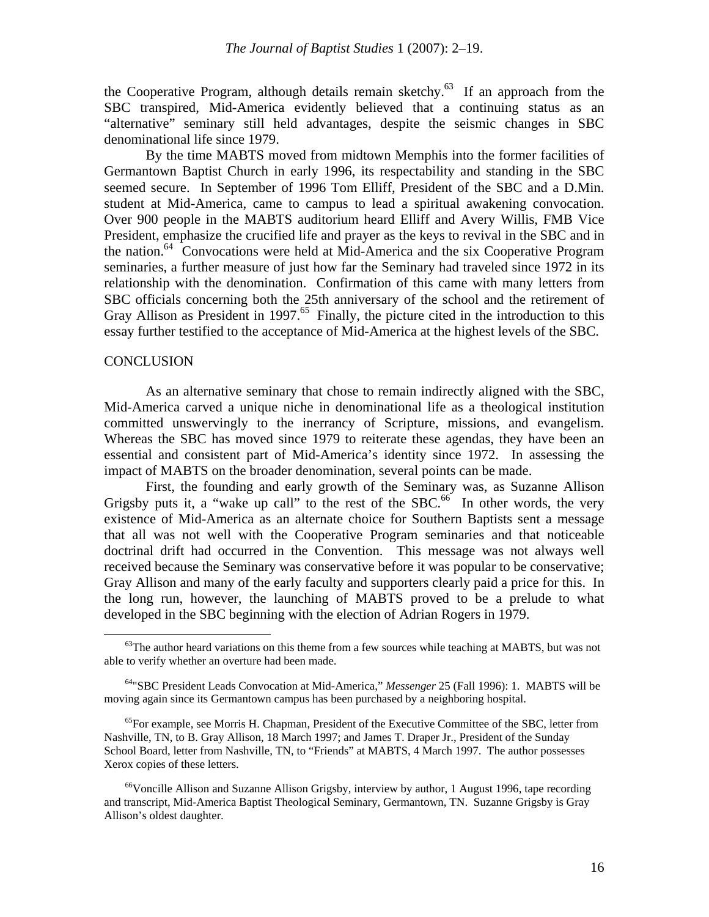the Cooperative Program, although details remain sketchy.[63] If an approach from the SBC transpired, Mid-America evidently believed that a continuing status as an "alternative" seminary still held advantages, despite the seismic changes in SBC denominational life since 1979.

By the time MABTS moved from midtown Memphis into the former facilities of Germantown Baptist Church in early 1996, its respectability and standing in the SBC seemed secure. In September of 1996 Tom Elliff, President of the SBC and a D.Min. student at Mid-America, came to campus to lead a spiritual awakening convocation. Over 900 people in the MABTS auditorium heard Elliff and Avery Willis, FMB Vice President, emphasize the crucified life and prayer as the keys to revival in the SBC and in the nation.[64] Convocations were held at Mid-America and the six Cooperative Program seminaries, a further measure of just how far the Seminary had traveled since 1972 in its relationship with the denomination. Confirmation of this came with many letters from SBC officials concerning both the 25th anniversary of the school and the retirement of Gray Allison as President in 1997.[65] Finally, the picture cited in the introduction to this essay further testified to the acceptance of Mid-America at the highest levels of the SBC.

## CONCLUSION

As an alternative seminary that chose to remain indirectly aligned with the SBC, Mid-America carved a unique niche in denominational life as a theological institution committed unswervingly to the inerrancy of Scripture, missions, and evangelism. Whereas the SBC has moved since 1979 to reiterate these agendas, they have been an essential and consistent part of Mid-America's identity since 1972. In assessing the impact of MABTS on the broader denomination, several points can be made.

First, the founding and early growth of the Seminary was, as Suzanne Allison Grigsby puts it, a "wake up call" to the rest of the SBC.[66] In other words, the very existence of Mid-America as an alternate choice for Southern Baptists sent a message that all was not well with the Cooperative Program seminaries and that noticeable doctrinal drift had occurred in the Convention. This message was not always well received because the Seminary was conservative before it was popular to be conservative; Gray Allison and many of the early faculty and supporters clearly paid a price for this. In the long run, however, the launching of MABTS proved to be a prelude to what developed in the SBC beginning with the election of Adrian Rogers in 1979.

---

[63]The author heard variations on this theme from a few sources while teaching at MABTS, but was not able to verify whether an overture had been made.

[64]"SBC President Leads Convocation at Mid-America," *Messenger* 25 (Fall 1996): 1. MABTS will be moving again since its Germantown campus has been purchased by a neighboring hospital.

[65]For example, see Morris H. Chapman, President of the Executive Committee of the SBC, letter from Nashville, TN, to B. Gray Allison, 18 March 1997; and James T. Draper Jr., President of the Sunday School Board, letter from Nashville, TN, to "Friends" at MABTS, 4 March 1997. The author possesses Xerox copies of these letters.

[66]Voncille Allison and Suzanne Allison Grigsby, interview by author, 1 August 1996, tape recording and transcript, Mid-America Baptist Theological Seminary, Germantown, TN. Suzanne Grigsby is Gray Allison's oldest daughter.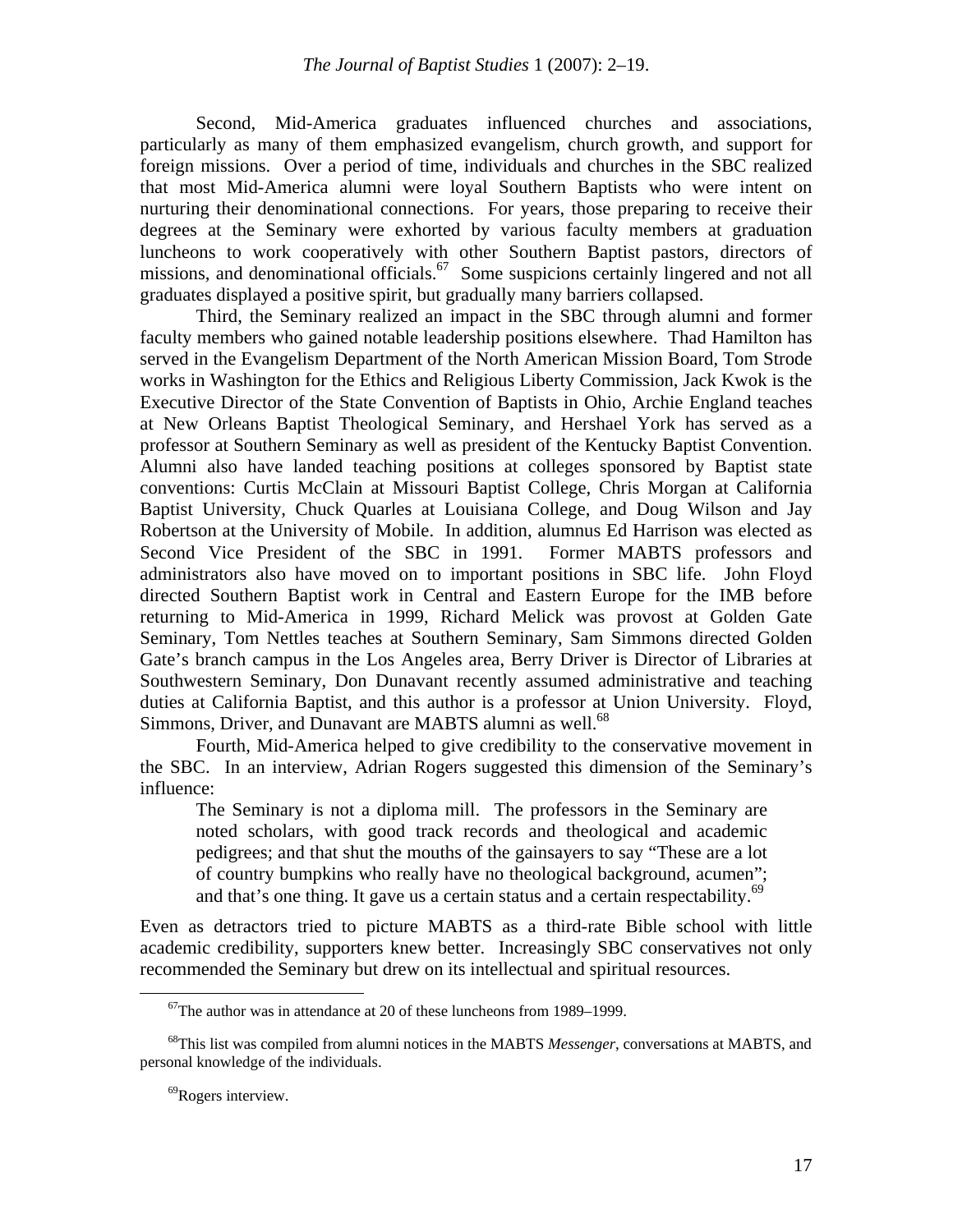Second, Mid-America graduates influenced churches and associations, particularly as many of them emphasized evangelism, church growth, and support for foreign missions. Over a period of time, individuals and churches in the SBC realized that most Mid-America alumni were loyal Southern Baptists who were intent on nurturing their denominational connections. For years, those preparing to receive their degrees at the Seminary were exhorted by various faculty members at graduation luncheons to work cooperatively with other Southern Baptist pastors, directors of missions, and denominational officials.[67] Some suspicions certainly lingered and not all graduates displayed a positive spirit, but gradually many barriers collapsed.

Third, the Seminary realized an impact in the SBC through alumni and former faculty members who gained notable leadership positions elsewhere. Thad Hamilton has served in the Evangelism Department of the North American Mission Board, Tom Strode works in Washington for the Ethics and Religious Liberty Commission, Jack Kwok is the Executive Director of the State Convention of Baptists in Ohio, Archie England teaches at New Orleans Baptist Theological Seminary, and Hershael York has served as a professor at Southern Seminary as well as president of the Kentucky Baptist Convention. Alumni also have landed teaching positions at colleges sponsored by Baptist state conventions: Curtis McClain at Missouri Baptist College, Chris Morgan at California Baptist University, Chuck Quarles at Louisiana College, and Doug Wilson and Jay Robertson at the University of Mobile. In addition, alumnus Ed Harrison was elected as Second Vice President of the SBC in 1991. Former MABTS professors and administrators also have moved on to important positions in SBC life. John Floyd directed Southern Baptist work in Central and Eastern Europe for the IMB before returning to Mid-America in 1999, Richard Melick was provost at Golden Gate Seminary, Tom Nettles teaches at Southern Seminary, Sam Simmons directed Golden Gate's branch campus in the Los Angeles area, Berry Driver is Director of Libraries at Southwestern Seminary, Don Dunavant recently assumed administrative and teaching duties at California Baptist, and this author is a professor at Union University. Floyd, Simmons, Driver, and Dunavant are MABTS alumni as well.[68]

Fourth, Mid-America helped to give credibility to the conservative movement in the SBC. In an interview, Adrian Rogers suggested this dimension of the Seminary's influence:

> The Seminary is not a diploma mill. The professors in the Seminary are noted scholars, with good track records and theological and academic pedigrees; and that shut the mouths of the gainsayers to say "These are a lot of country bumpkins who really have no theological background, acumen"; and that's one thing. It gave us a certain status and a certain respectability.[69]

Even as detractors tried to picture MABTS as a third-rate Bible school with little academic credibility, supporters knew better. Increasingly SBC conservatives not only recommended the Seminary but drew on its intellectual and spiritual resources.

---

[67]The author was in attendance at 20 of these luncheons from 1989–1999.

[68]This list was compiled from alumni notices in the MABTS *Messenger*, conversations at MABTS, and personal knowledge of the individuals.

[69]Rogers interview.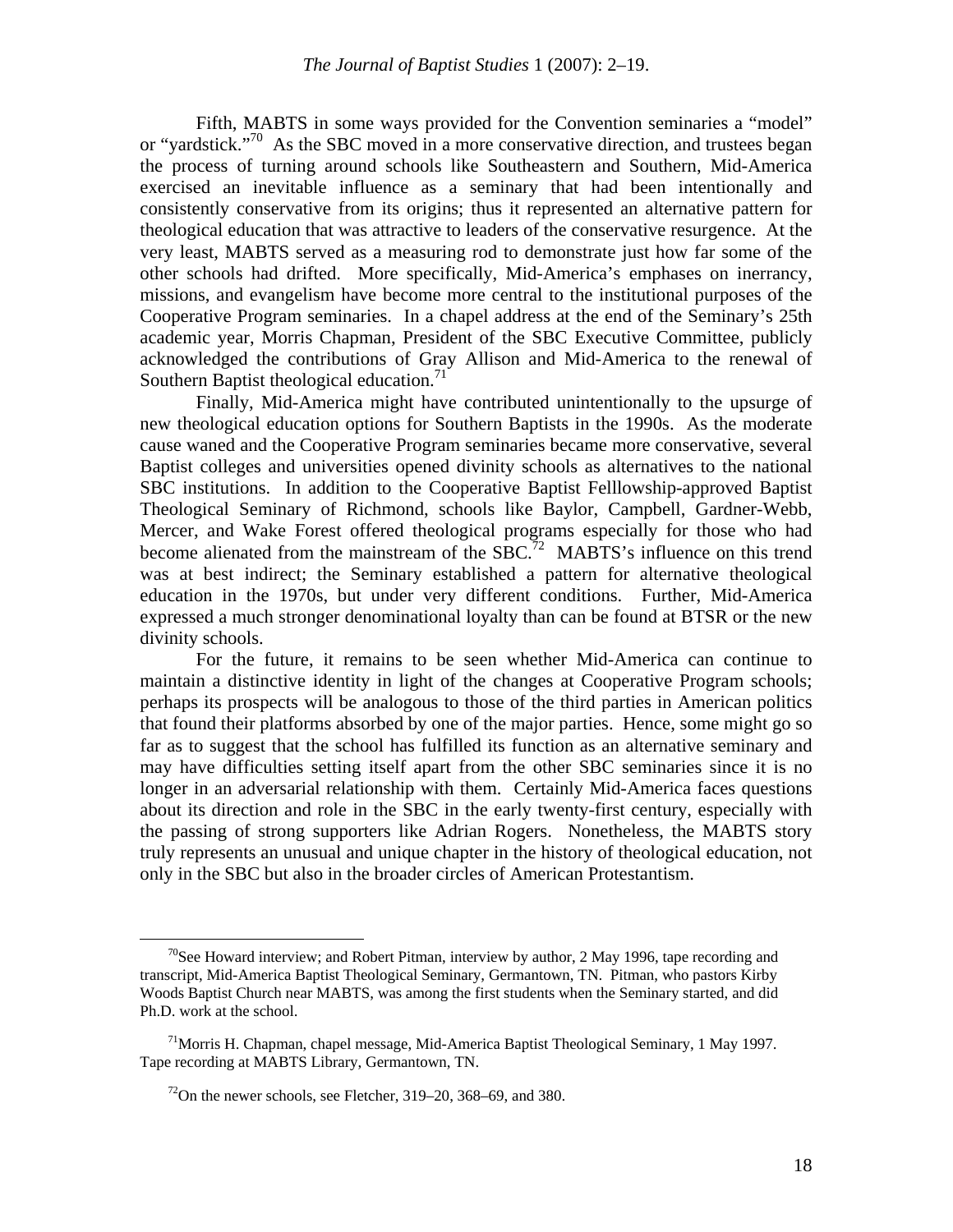Fifth, MABTS in some ways provided for the Convention seminaries a "model" or "yardstick."[70] As the SBC moved in a more conservative direction, and trustees began the process of turning around schools like Southeastern and Southern, Mid-America exercised an inevitable influence as a seminary that had been intentionally and consistently conservative from its origins; thus it represented an alternative pattern for theological education that was attractive to leaders of the conservative resurgence. At the very least, MABTS served as a measuring rod to demonstrate just how far some of the other schools had drifted. More specifically, Mid-America's emphases on inerrancy, missions, and evangelism have become more central to the institutional purposes of the Cooperative Program seminaries. In a chapel address at the end of the Seminary's 25th academic year, Morris Chapman, President of the SBC Executive Committee, publicly acknowledged the contributions of Gray Allison and Mid-America to the renewal of Southern Baptist theological education.[71]

Finally, Mid-America might have contributed unintentionally to the upsurge of new theological education options for Southern Baptists in the 1990s. As the moderate cause waned and the Cooperative Program seminaries became more conservative, several Baptist colleges and universities opened divinity schools as alternatives to the national SBC institutions. In addition to the Cooperative Baptist Felllowship-approved Baptist Theological Seminary of Richmond, schools like Baylor, Campbell, Gardner-Webb, Mercer, and Wake Forest offered theological programs especially for those who had become alienated from the mainstream of the SBC.[72] MABTS's influence on this trend was at best indirect; the Seminary established a pattern for alternative theological education in the 1970s, but under very different conditions. Further, Mid-America expressed a much stronger denominational loyalty than can be found at BTSR or the new divinity schools.

For the future, it remains to be seen whether Mid-America can continue to maintain a distinctive identity in light of the changes at Cooperative Program schools; perhaps its prospects will be analogous to those of the third parties in American politics that found their platforms absorbed by one of the major parties. Hence, some might go so far as to suggest that the school has fulfilled its function as an alternative seminary and may have difficulties setting itself apart from the other SBC seminaries since it is no longer in an adversarial relationship with them. Certainly Mid-America faces questions about its direction and role in the SBC in the early twenty-first century, especially with the passing of strong supporters like Adrian Rogers. Nonetheless, the MABTS story truly represents an unusual and unique chapter in the history of theological education, not only in the SBC but also in the broader circles of American Protestantism.

---

[70] See Howard interview; and Robert Pitman, interview by author, 2 May 1996, tape recording and transcript, Mid-America Baptist Theological Seminary, Germantown, TN. Pitman, who pastors Kirby Woods Baptist Church near MABTS, was among the first students when the Seminary started, and did Ph.D. work at the school.

[71] Morris H. Chapman, chapel message, Mid-America Baptist Theological Seminary, 1 May 1997. Tape recording at MABTS Library, Germantown, TN.

[72] On the newer schools, see Fletcher, 319–20, 368–69, and 380.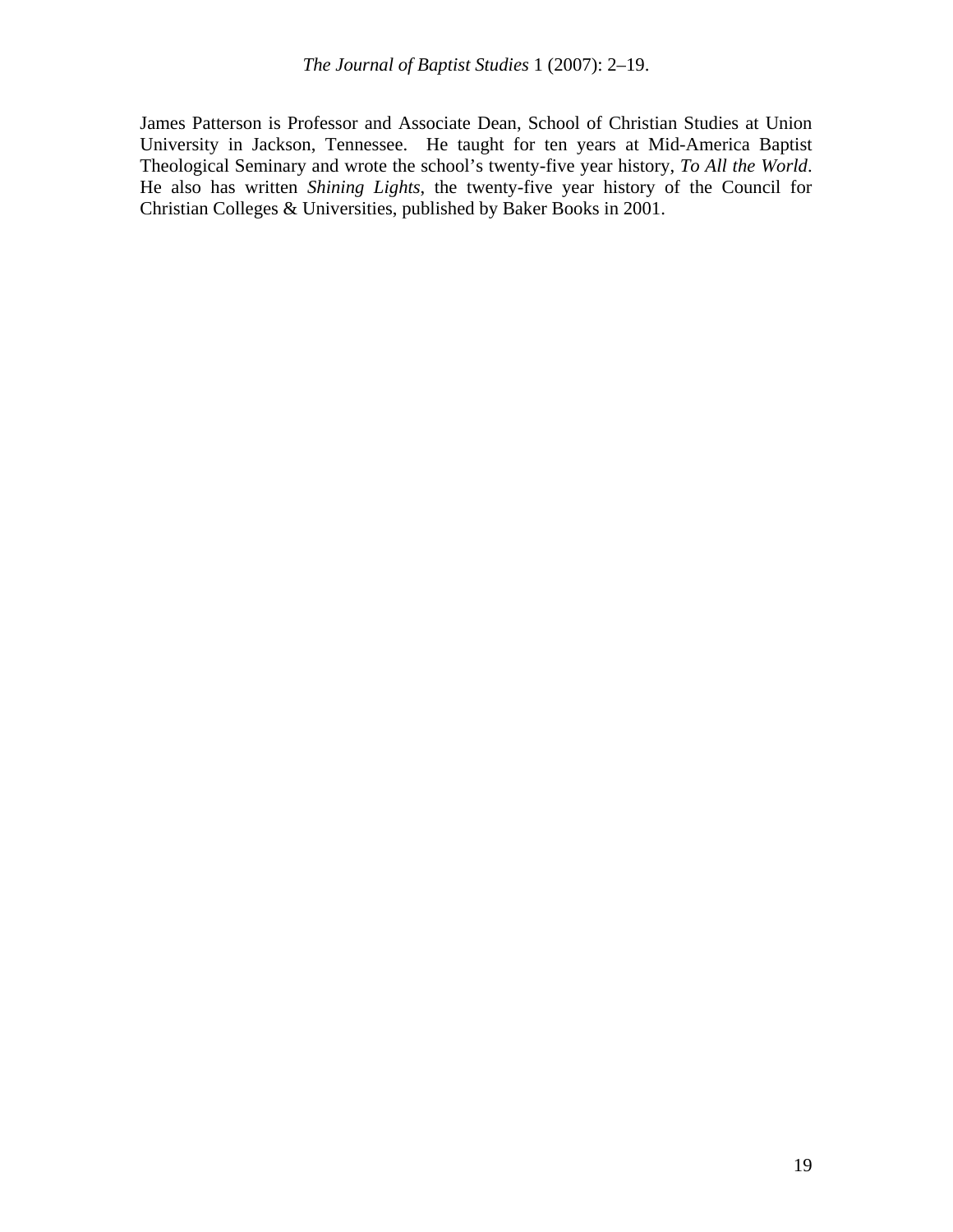James Patterson is Professor and Associate Dean, School of Christian Studies at Union University in Jackson, Tennessee. He taught for ten years at Mid-America Baptist Theological Seminary and wrote the school's twenty-five year history, *To All the World*. He also has written *Shining Lights*, the twenty-five year history of the Council for Christian Colleges & Universities, published by Baker Books in 2001.